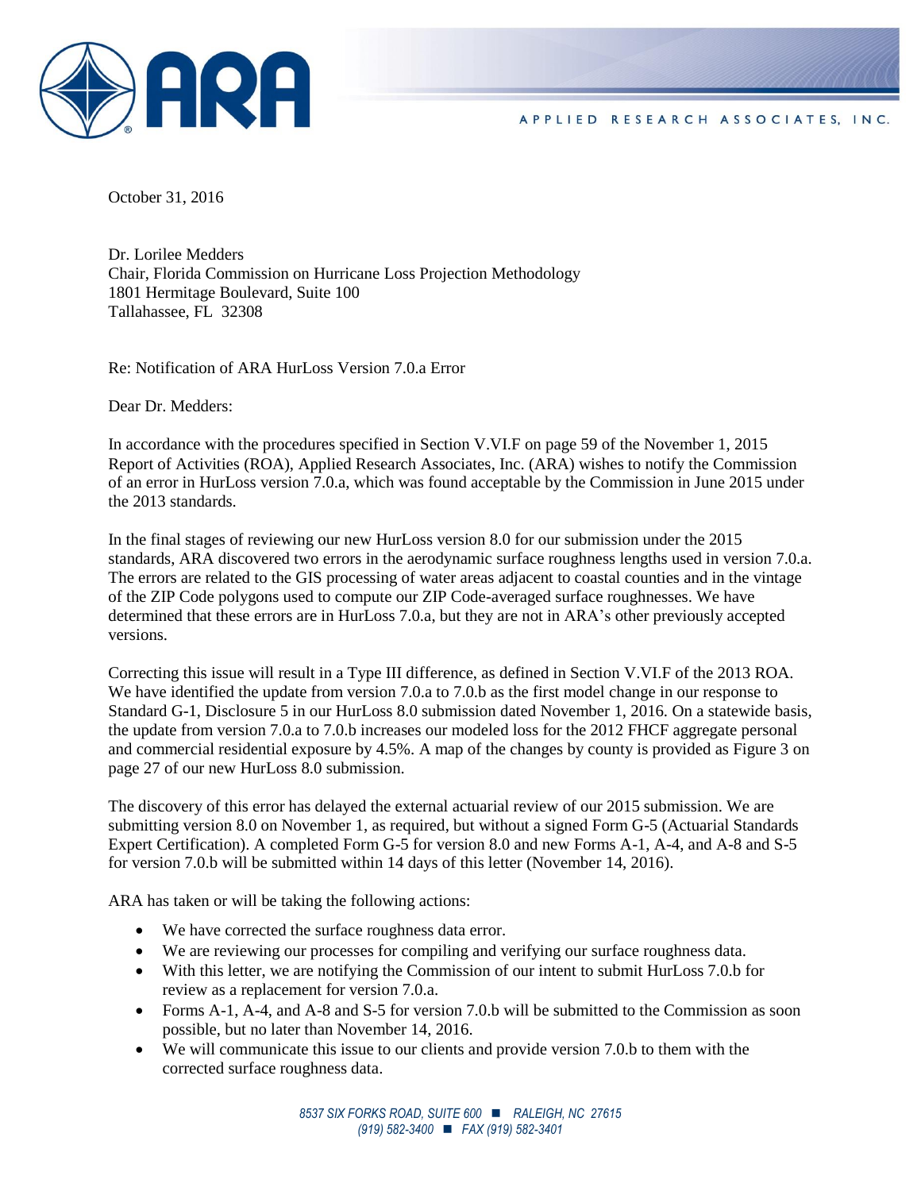ARA

APPLIED RESEARCH ASSOCIATES, INC.

October 31, 2016

Dr. Lorilee Medders
Chair, Florida Commission on Hurricane Loss Projection Methodology
1801 Hermitage Boulevard, Suite 100
Tallahassee, FL 32308

Re: Notification of ARA HurLoss Version 7.0.a Error

Dear Dr. Medders:

In accordance with the procedures specified in Section V.VI.F on page 59 of the November 1, 2015 Report of Activities (ROA), Applied Research Associates, Inc. (ARA) wishes to notify the Commission of an error in HurLoss version 7.0.a, which was found acceptable by the Commission in June 2015 under the 2013 standards.

In the final stages of reviewing our new HurLoss version 8.0 for our submission under the 2015 standards, ARA discovered two errors in the aerodynamic surface roughness lengths used in version 7.0.a. The errors are related to the GIS processing of water areas adjacent to coastal counties and in the vintage of the ZIP Code polygons used to compute our ZIP Code-averaged surface roughnesses. We have determined that these errors are in HurLoss 7.0.a, but they are not in ARA's other previously accepted versions.

Correcting this issue will result in a Type III difference, as defined in Section V.VI.F of the 2013 ROA. We have identified the update from version 7.0.a to 7.0.b as the first model change in our response to Standard G-1, Disclosure 5 in our HurLoss 8.0 submission dated November 1, 2016. On a statewide basis, the update from version 7.0.a to 7.0.b increases our modeled loss for the 2012 FHCF aggregate personal and commercial residential exposure by 4.5%. A map of the changes by county is provided as Figure 3 on page 27 of our new HurLoss 8.0 submission.

The discovery of this error has delayed the external actuarial review of our 2015 submission. We are submitting version 8.0 on November 1, as required, but without a signed Form G-5 (Actuarial Standards Expert Certification). A completed Form G-5 for version 8.0 and new Forms A-1, A-4, and A-8 and S-5 for version 7.0.b will be submitted within 14 days of this letter (November 14, 2016).

ARA has taken or will be taking the following actions:

- We have corrected the surface roughness data error.
- We are reviewing our processes for compiling and verifying our surface roughness data.
- With this letter, we are notifying the Commission of our intent to submit HurLoss 7.0.b for review as a replacement for version 7.0.a.
- Forms A-1, A-4, and A-8 and S-5 for version 7.0.b will be submitted to the Commission as soon possible, but no later than November 14, 2016.
- We will communicate this issue to our clients and provide version 7.0.b to them with the corrected surface roughness data.

*8537 SIX FORKS ROAD, SUITE 600 ■ RALEIGH, NC 27615*
*(919) 582-3400 ■ FAX (919) 582-3401*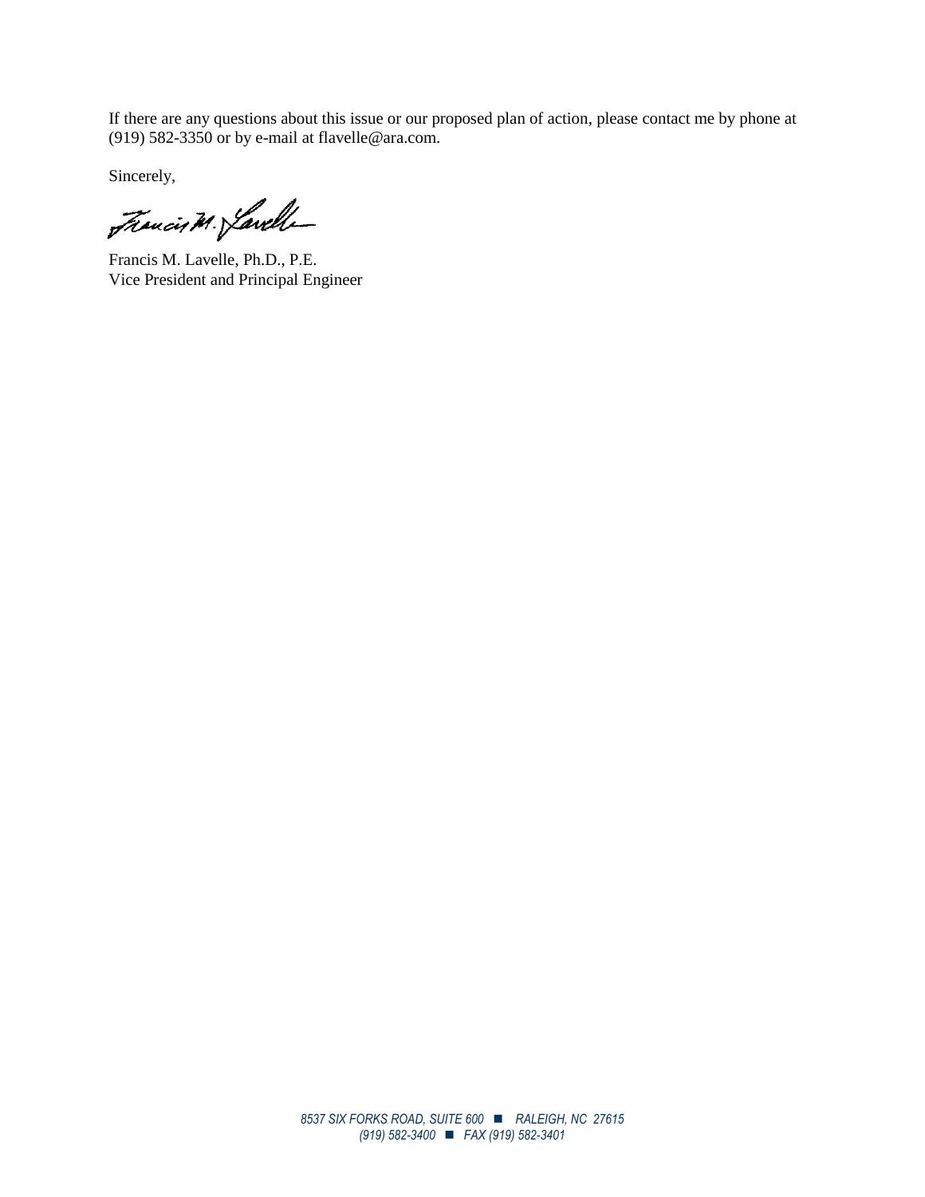If there are any questions about this issue or our proposed plan of action, please contact me by phone at (919) 582-3350 or by e-mail at flavelle@ara.com.

Sincerely,

Francis M. Lavelle, Ph.D., P.E.
Vice President and Principal Engineer